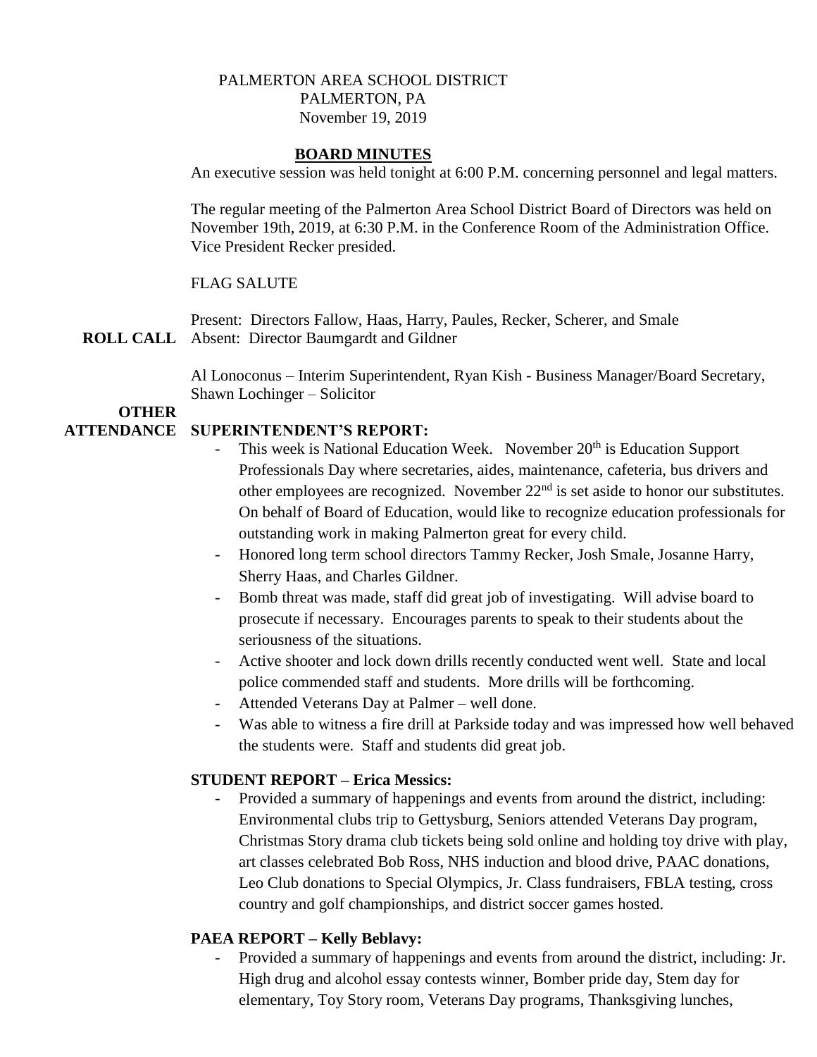PALMERTON AREA SCHOOL DISTRICT
PALMERTON, PA
November 19, 2019

## BOARD MINUTES

An executive session was held tonight at 6:00 P.M. concerning personnel and legal matters.

The regular meeting of the Palmerton Area School District Board of Directors was held on November 19th, 2019, at 6:30 P.M. in the Conference Room of the Administration Office. Vice President Recker presided.

FLAG SALUTE

**ROLL CALL**

Present: Directors Fallow, Haas, Harry, Paules, Recker, Scherer, and Smale
Absent: Director Baumgardt and Gildner

**OTHER ATTENDANCE**

Al Lonoconus – Interim Superintendent, Ryan Kish - Business Manager/Board Secretary, Shawn Lochinger – Solicitor

**SUPERINTENDENT'S REPORT:**

- This week is National Education Week. November 20th is Education Support Professionals Day where secretaries, aides, maintenance, cafeteria, bus drivers and other employees are recognized. November 22nd is set aside to honor our substitutes. On behalf of Board of Education, would like to recognize education professionals for outstanding work in making Palmerton great for every child.
- Honored long term school directors Tammy Recker, Josh Smale, Josanne Harry, Sherry Haas, and Charles Gildner.
- Bomb threat was made, staff did great job of investigating. Will advise board to prosecute if necessary. Encourages parents to speak to their students about the seriousness of the situations.
- Active shooter and lock down drills recently conducted went well. State and local police commended staff and students. More drills will be forthcoming.
- Attended Veterans Day at Palmer – well done.
- Was able to witness a fire drill at Parkside today and was impressed how well behaved the students were. Staff and students did great job.

**STUDENT REPORT – Erica Messics:**

- Provided a summary of happenings and events from around the district, including: Environmental clubs trip to Gettysburg, Seniors attended Veterans Day program, Christmas Story drama club tickets being sold online and holding toy drive with play, art classes celebrated Bob Ross, NHS induction and blood drive, PAAC donations, Leo Club donations to Special Olympics, Jr. Class fundraisers, FBLA testing, cross country and golf championships, and district soccer games hosted.

**PAEA REPORT – Kelly Beblavy:**

- Provided a summary of happenings and events from around the district, including: Jr. High drug and alcohol essay contests winner, Bomber pride day, Stem day for elementary, Toy Story room, Veterans Day programs, Thanksgiving lunches,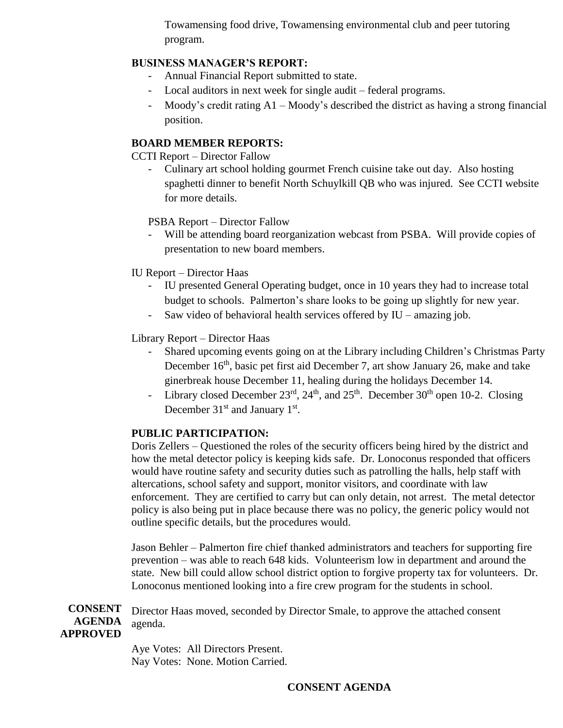Towamensing food drive, Towamensing environmental club and peer tutoring program.

**BUSINESS MANAGER'S REPORT:**

- Annual Financial Report submitted to state.
- Local auditors in next week for single audit – federal programs.
- Moody's credit rating A1 – Moody's described the district as having a strong financial position.

**BOARD MEMBER REPORTS:**

CCTI Report – Director Fallow

- Culinary art school holding gourmet French cuisine take out day. Also hosting spaghetti dinner to benefit North Schuylkill QB who was injured. See CCTI website for more details.

PSBA Report – Director Fallow

- Will be attending board reorganization webcast from PSBA. Will provide copies of presentation to new board members.

IU Report – Director Haas

- IU presented General Operating budget, once in 10 years they had to increase total budget to schools. Palmerton's share looks to be going up slightly for new year.
- Saw video of behavioral health services offered by IU – amazing job.

Library Report – Director Haas

- Shared upcoming events going on at the Library including Children's Christmas Party December 16th, basic pet first aid December 7, art show January 26, make and take ginerbreak house December 11, healing during the holidays December 14.
- Library closed December 23rd, 24th, and 25th. December 30th open 10-2. Closing December 31st and January 1st.

**PUBLIC PARTICIPATION:**

Doris Zellers – Questioned the roles of the security officers being hired by the district and how the metal detector policy is keeping kids safe. Dr. Lonoconus responded that officers would have routine safety and security duties such as patrolling the halls, help staff with altercations, school safety and support, monitor visitors, and coordinate with law enforcement. They are certified to carry but can only detain, not arrest. The metal detector policy is also being put in place because there was no policy, the generic policy would not outline specific details, but the procedures would.

Jason Behler – Palmerton fire chief thanked administrators and teachers for supporting fire prevention – was able to reach 648 kids. Volunteerism low in department and around the state. New bill could allow school district option to forgive property tax for volunteers. Dr. Lonoconus mentioned looking into a fire crew program for the students in school.

**CONSENT AGENDA APPROVED**

Director Haas moved, seconded by Director Smale, to approve the attached consent agenda.

Aye Votes: All Directors Present.
Nay Votes: None. Motion Carried.

**CONSENT AGENDA**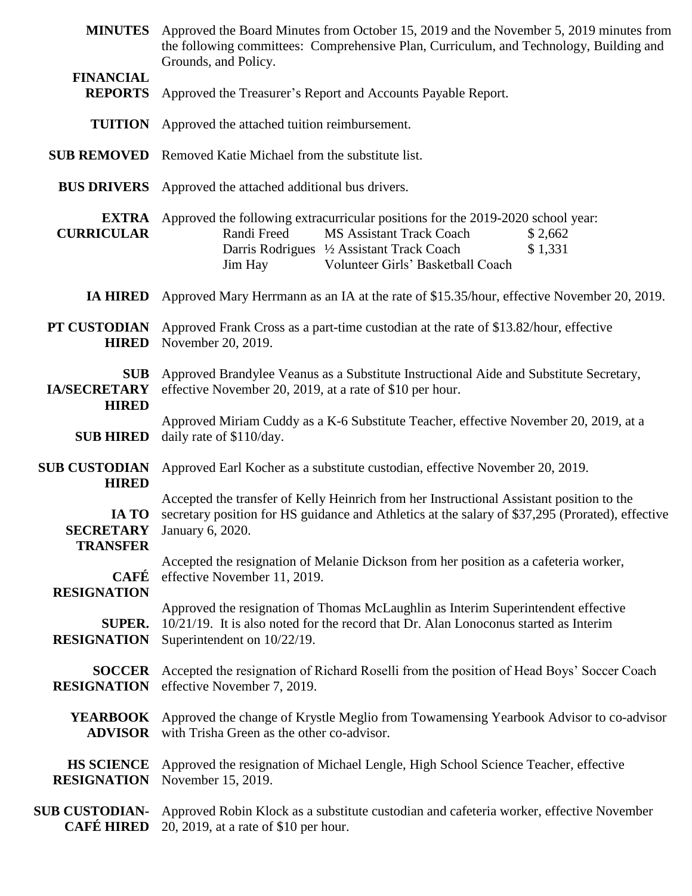**MINUTES** Approved the Board Minutes from October 15, 2019 and the November 5, 2019 minutes from the following committees: Comprehensive Plan, Curriculum, and Technology, Building and Grounds, and Policy.

**FINANCIAL REPORTS** Approved the Treasurer's Report and Accounts Payable Report.

**TUITION** Approved the attached tuition reimbursement.

**SUB REMOVED** Removed Katie Michael from the substitute list.

**BUS DRIVERS** Approved the attached additional bus drivers.

**EXTRA CURRICULAR** Approved the following extracurricular positions for the 2019-2020 school year:

| | | |
|---|---|---|
| Randi Freed | MS Assistant Track Coach | $ 2,662 |
| Darris Rodrigues | ½ Assistant Track Coach | $ 1,331 |
| Jim Hay | Volunteer Girls' Basketball Coach | |

**IA HIRED** Approved Mary Herrmann as an IA at the rate of $15.35/hour, effective November 20, 2019.

**PT CUSTODIAN HIRED** Approved Frank Cross as a part-time custodian at the rate of $13.82/hour, effective November 20, 2019.

**SUB IA/SECRETARY HIRED** Approved Brandylee Veanus as a Substitute Instructional Aide and Substitute Secretary, effective November 20, 2019, at a rate of $10 per hour.

**SUB HIRED** Approved Miriam Cuddy as a K-6 Substitute Teacher, effective November 20, 2019, at a daily rate of $110/day.

**SUB CUSTODIAN HIRED** Approved Earl Kocher as a substitute custodian, effective November 20, 2019.

**IA TO SECRETARY TRANSFER** Accepted the transfer of Kelly Heinrich from her Instructional Assistant position to the secretary position for HS guidance and Athletics at the salary of $37,295 (Prorated), effective January 6, 2020.

**CAFÉ RESIGNATION** Accepted the resignation of Melanie Dickson from her position as a cafeteria worker, effective November 11, 2019.

**SUPER. RESIGNATION** Approved the resignation of Thomas McLaughlin as Interim Superintendent effective 10/21/19. It is also noted for the record that Dr. Alan Lonoconus started as Interim Superintendent on 10/22/19.

**SOCCER RESIGNATION** Accepted the resignation of Richard Roselli from the position of Head Boys' Soccer Coach effective November 7, 2019.

**YEARBOOK ADVISOR** Approved the change of Krystle Meglio from Towamensing Yearbook Advisor to co-advisor with Trisha Green as the other co-advisor.

**HS SCIENCE RESIGNATION** Approved the resignation of Michael Lengle, High School Science Teacher, effective November 15, 2019.

**SUB CUSTODIAN-CAFÉ HIRED** Approved Robin Klock as a substitute custodian and cafeteria worker, effective November 20, 2019, at a rate of $10 per hour.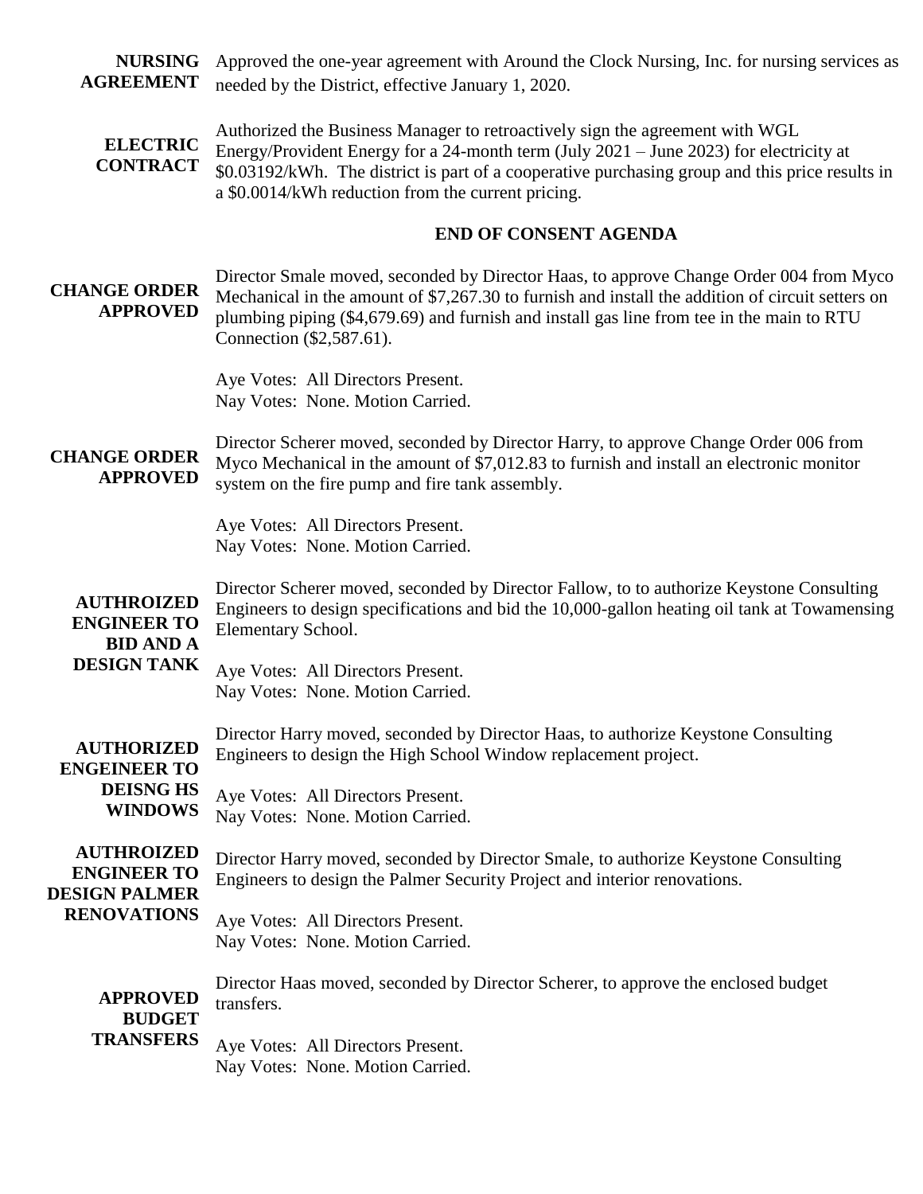**NURSING AGREEMENT** Approved the one-year agreement with Around the Clock Nursing, Inc. for nursing services as needed by the District, effective January 1, 2020.

**ELECTRIC CONTRACT** Authorized the Business Manager to retroactively sign the agreement with WGL Energy/Provident Energy for a 24-month term (July 2021 – June 2023) for electricity at $0.03192/kWh. The district is part of a cooperative purchasing group and this price results in a $0.0014/kWh reduction from the current pricing.

**END OF CONSENT AGENDA**

**CHANGE ORDER APPROVED** Director Smale moved, seconded by Director Haas, to approve Change Order 004 from Myco Mechanical in the amount of $7,267.30 to furnish and install the addition of circuit setters on plumbing piping ($4,679.69) and furnish and install gas line from tee in the main to RTU Connection ($2,587.61).

Aye Votes: All Directors Present.
Nay Votes: None. Motion Carried.

**CHANGE ORDER APPROVED** Director Scherer moved, seconded by Director Harry, to approve Change Order 006 from Myco Mechanical in the amount of $7,012.83 to furnish and install an electronic monitor system on the fire pump and fire tank assembly.

Aye Votes: All Directors Present.
Nay Votes: None. Motion Carried.

**AUTHROIZED ENGINEER TO BID AND A DESIGN TANK** Director Scherer moved, seconded by Director Fallow, to to authorize Keystone Consulting Engineers to design specifications and bid the 10,000-gallon heating oil tank at Towamensing Elementary School.

Aye Votes: All Directors Present.
Nay Votes: None. Motion Carried.

**AUTHORIZED ENGEINEER TO DEISNG HS WINDOWS** Director Harry moved, seconded by Director Haas, to authorize Keystone Consulting Engineers to design the High School Window replacement project.

Aye Votes: All Directors Present.
Nay Votes: None. Motion Carried.

**AUTHROIZED ENGINEER TO DESIGN PALMER RENOVATIONS** Director Harry moved, seconded by Director Smale, to authorize Keystone Consulting Engineers to design the Palmer Security Project and interior renovations.

Aye Votes: All Directors Present.
Nay Votes: None. Motion Carried.

**APPROVED BUDGET TRANSFERS** Director Haas moved, seconded by Director Scherer, to approve the enclosed budget transfers.

Aye Votes: All Directors Present.
Nay Votes: None. Motion Carried.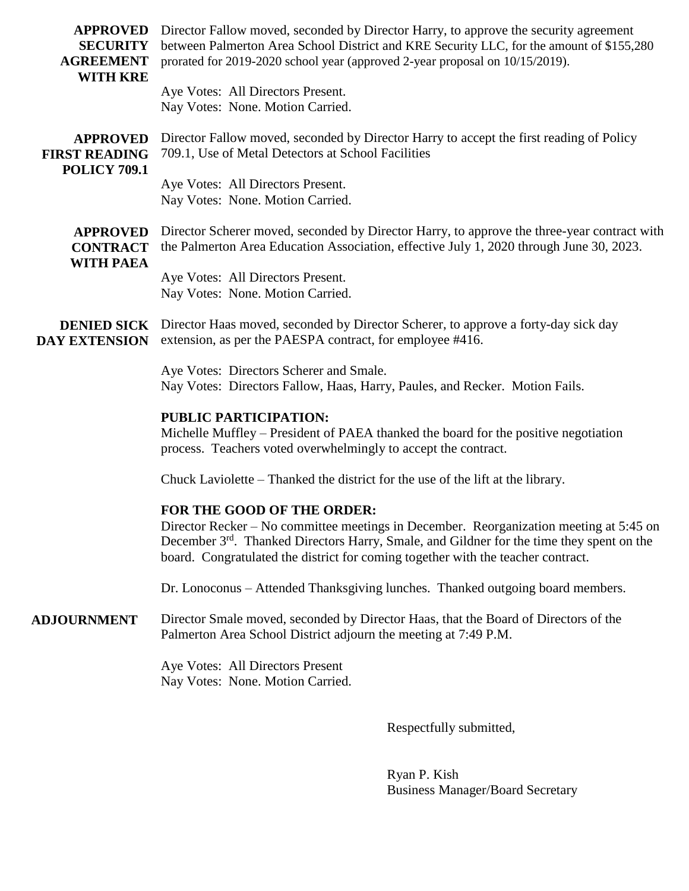**APPROVED SECURITY AGREEMENT WITH KRE**

Director Fallow moved, seconded by Director Harry, to approve the security agreement between Palmerton Area School District and KRE Security LLC, for the amount of $155,280 prorated for 2019-2020 school year (approved 2-year proposal on 10/15/2019).

Aye Votes: All Directors Present.
Nay Votes: None. Motion Carried.

**APPROVED FIRST READING POLICY 709.1**

Director Fallow moved, seconded by Director Harry to accept the first reading of Policy 709.1, Use of Metal Detectors at School Facilities

Aye Votes: All Directors Present.
Nay Votes: None. Motion Carried.

**APPROVED CONTRACT WITH PAEA**

Director Scherer moved, seconded by Director Harry, to approve the three-year contract with the Palmerton Area Education Association, effective July 1, 2020 through June 30, 2023.

Aye Votes: All Directors Present.
Nay Votes: None. Motion Carried.

**DENIED SICK DAY EXTENSION**

Director Haas moved, seconded by Director Scherer, to approve a forty-day sick day extension, as per the PAESPA contract, for employee #416.

Aye Votes: Directors Scherer and Smale.
Nay Votes: Directors Fallow, Haas, Harry, Paules, and Recker. Motion Fails.

**PUBLIC PARTICIPATION:**

Michelle Muffley – President of PAEA thanked the board for the positive negotiation process. Teachers voted overwhelmingly to accept the contract.

Chuck Laviolette – Thanked the district for the use of the lift at the library.

**FOR THE GOOD OF THE ORDER:**

Director Recker – No committee meetings in December. Reorganization meeting at 5:45 on December 3rd. Thanked Directors Harry, Smale, and Gildner for the time they spent on the board. Congratulated the district for coming together with the teacher contract.

Dr. Lonoconus – Attended Thanksgiving lunches. Thanked outgoing board members.

**ADJOURNMENT**

Director Smale moved, seconded by Director Haas, that the Board of Directors of the Palmerton Area School District adjourn the meeting at 7:49 P.M.

Aye Votes: All Directors Present
Nay Votes: None. Motion Carried.

Respectfully submitted,

Ryan P. Kish
Business Manager/Board Secretary